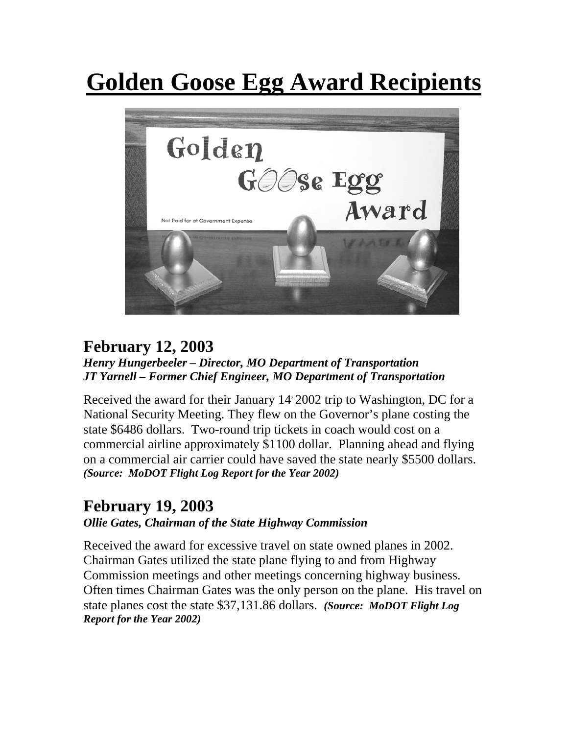# Golden Goose Egg Award Recipients

## February 12, 2003

***Henry Hungerbeeler – Director, MO Department of Transportation***
***JT Yarnell – Former Chief Engineer, MO Department of Transportation***

Received the award for their January 14, 2002 trip to Washington, DC for a National Security Meeting. They flew on the Governor's plane costing the state \$6486 dollars. Two-round trip tickets in coach would cost on a commercial airline approximately \$1100 dollar. Planning ahead and flying on a commercial air carrier could have saved the state nearly \$5500 dollars. ***(Source: MoDOT Flight Log Report for the Year 2002)***

## February 19, 2003

***Ollie Gates, Chairman of the State Highway Commission***

Received the award for excessive travel on state owned planes in 2002. Chairman Gates utilized the state plane flying to and from Highway Commission meetings and other meetings concerning highway business. Often times Chairman Gates was the only person on the plane. His travel on state planes cost the state \$37,131.86 dollars. ***(Source: MoDOT Flight Log Report for the Year 2002)***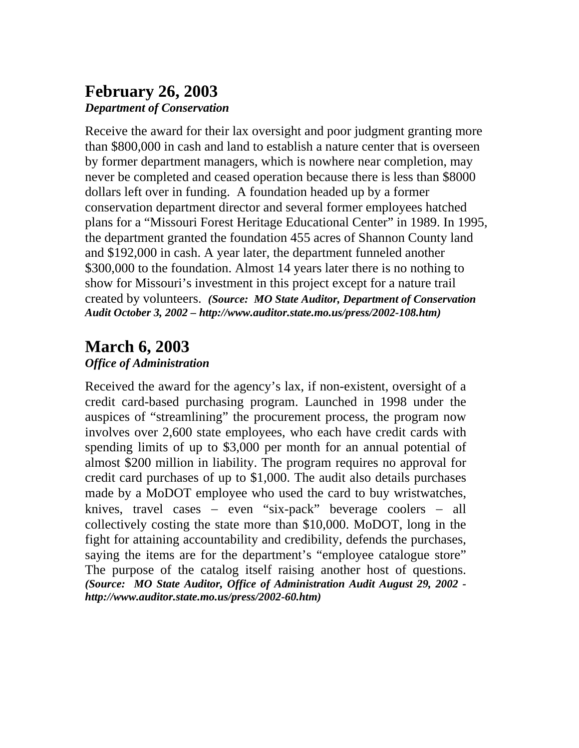## February 26, 2003

***Department of Conservation***

Receive the award for their lax oversight and poor judgment granting more than $800,000 in cash and land to establish a nature center that is overseen by former department managers, which is nowhere near completion, may never be completed and ceased operation because there is less than $8000 dollars left over in funding. A foundation headed up by a former conservation department director and several former employees hatched plans for a "Missouri Forest Heritage Educational Center" in 1989. In 1995, the department granted the foundation 455 acres of Shannon County land and $192,000 in cash. A year later, the department funneled another $300,000 to the foundation. Almost 14 years later there is no nothing to show for Missouri's investment in this project except for a nature trail created by volunteers. ***(Source: MO State Auditor, Department of Conservation Audit October 3, 2002 – http://www.auditor.state.mo.us/press/2002-108.htm)***

## March 6, 2003

***Office of Administration***

Received the award for the agency's lax, if non-existent, oversight of a credit card-based purchasing program. Launched in 1998 under the auspices of "streamlining" the procurement process, the program now involves over 2,600 state employees, who each have credit cards with spending limits of up to $3,000 per month for an annual potential of almost $200 million in liability. The program requires no approval for credit card purchases of up to $1,000. The audit also details purchases made by a MoDOT employee who used the card to buy wristwatches, knives, travel cases – even "six-pack" beverage coolers – all collectively costing the state more than $10,000. MoDOT, long in the fight for attaining accountability and credibility, defends the purchases, saying the items are for the department's "employee catalogue store" The purpose of the catalog itself raising another host of questions. ***(Source: MO State Auditor, Office of Administration Audit August 29, 2002 - http://www.auditor.state.mo.us/press/2002-60.htm)***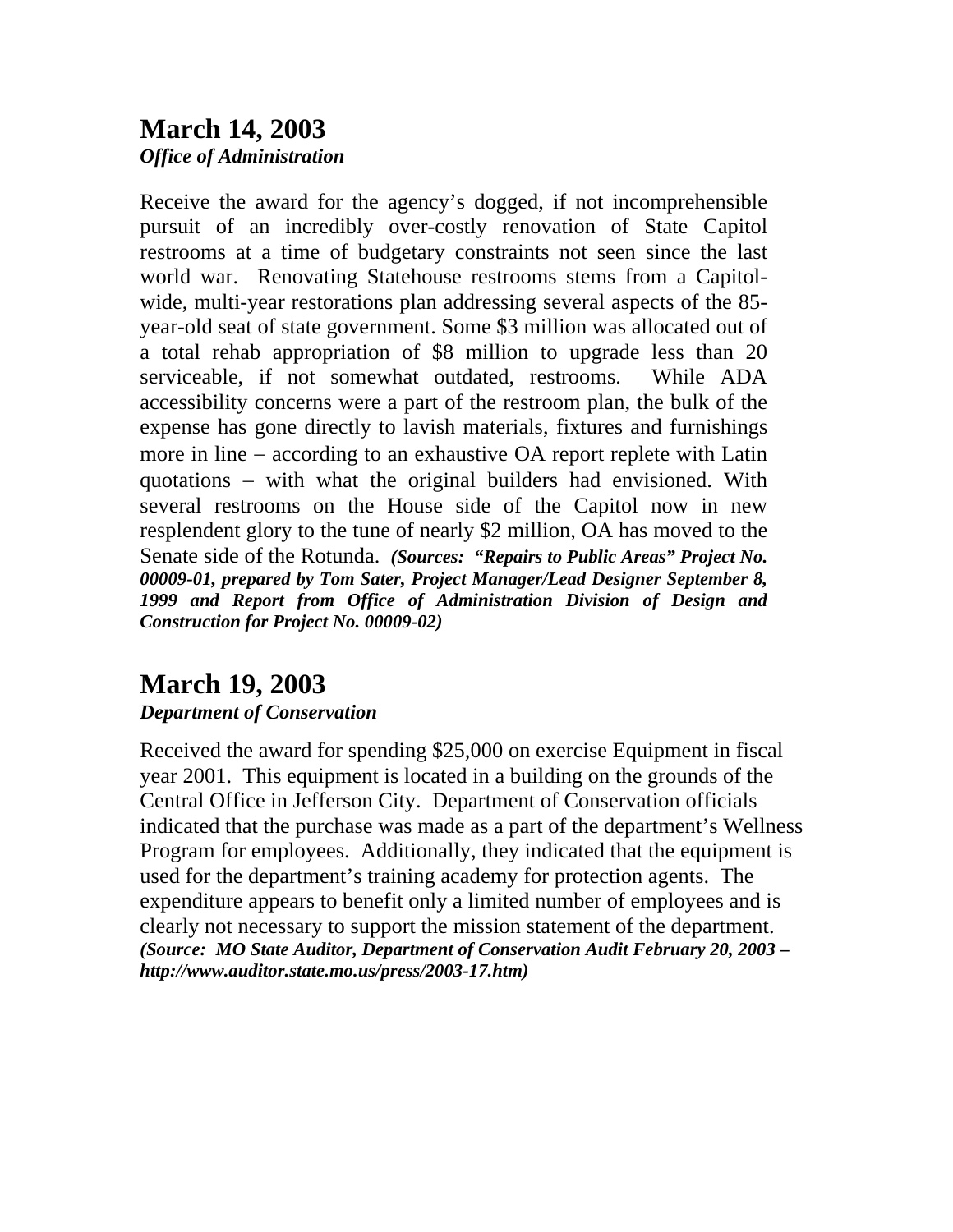## March 14, 2003

***Office of Administration***

Receive the award for the agency's dogged, if not incomprehensible pursuit of an incredibly over-costly renovation of State Capitol restrooms at a time of budgetary constraints not seen since the last world war. Renovating Statehouse restrooms stems from a Capitol-wide, multi-year restorations plan addressing several aspects of the 85-year-old seat of state government. Some $3 million was allocated out of a total rehab appropriation of $8 million to upgrade less than 20 serviceable, if not somewhat outdated, restrooms. While ADA accessibility concerns were a part of the restroom plan, the bulk of the expense has gone directly to lavish materials, fixtures and furnishings more in line – according to an exhaustive OA report replete with Latin quotations – with what the original builders had envisioned. With several restrooms on the House side of the Capitol now in new resplendent glory to the tune of nearly $2 million, OA has moved to the Senate side of the Rotunda. ***(Sources: "Repairs to Public Areas" Project No. 00009-01, prepared by Tom Sater, Project Manager/Lead Designer September 8, 1999 and Report from Office of Administration Division of Design and Construction for Project No. 00009-02)***

## March 19, 2003

***Department of Conservation***

Received the award for spending $25,000 on exercise Equipment in fiscal year 2001. This equipment is located in a building on the grounds of the Central Office in Jefferson City. Department of Conservation officials indicated that the purchase was made as a part of the department's Wellness Program for employees. Additionally, they indicated that the equipment is used for the department's training academy for protection agents. The expenditure appears to benefit only a limited number of employees and is clearly not necessary to support the mission statement of the department. ***(Source: MO State Auditor, Department of Conservation Audit February 20, 2003 – http://www.auditor.state.mo.us/press/2003-17.htm)***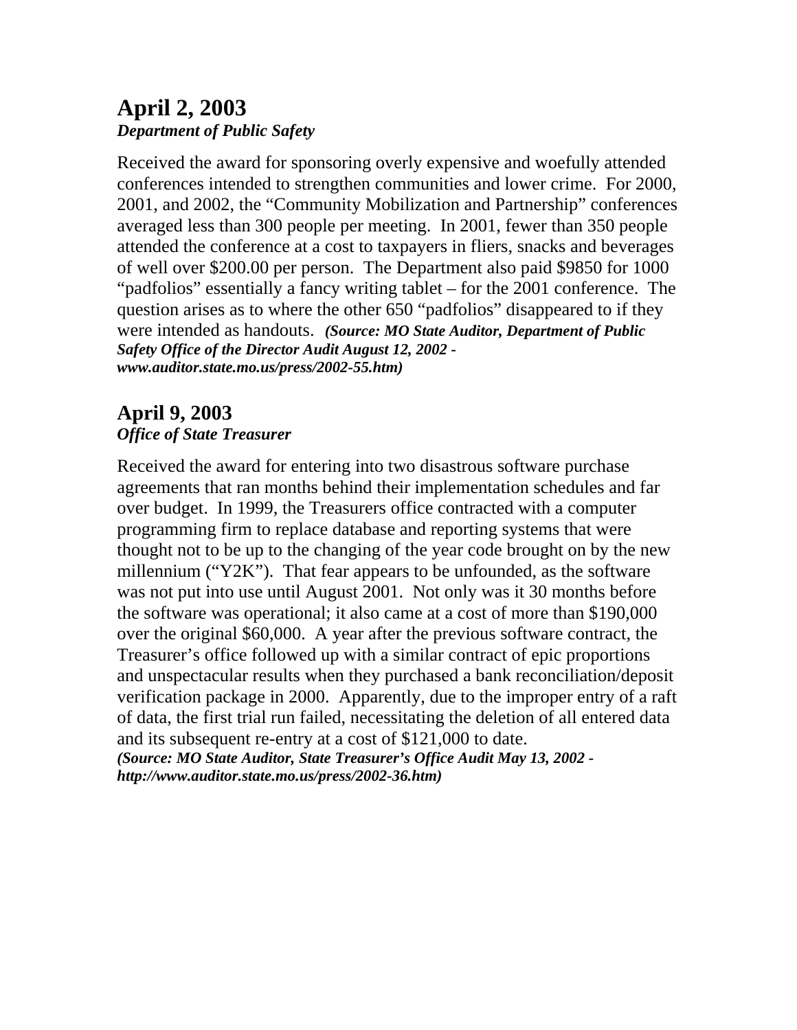## April 2, 2003

***Department of Public Safety***

Received the award for sponsoring overly expensive and woefully attended conferences intended to strengthen communities and lower crime. For 2000, 2001, and 2002, the "Community Mobilization and Partnership" conferences averaged less than 300 people per meeting. In 2001, fewer than 350 people attended the conference at a cost to taxpayers in fliers, snacks and beverages of well over $200.00 per person. The Department also paid $9850 for 1000 "padfolios" essentially a fancy writing tablet – for the 2001 conference. The question arises as to where the other 650 "padfolios" disappeared to if they were intended as handouts. ***(Source: MO State Auditor, Department of Public Safety Office of the Director Audit August 12, 2002 - www.auditor.state.mo.us/press/2002-55.htm)***

## April 9, 2003

***Office of State Treasurer***

Received the award for entering into two disastrous software purchase agreements that ran months behind their implementation schedules and far over budget. In 1999, the Treasurers office contracted with a computer programming firm to replace database and reporting systems that were thought not to be up to the changing of the year code brought on by the new millennium ("Y2K"). That fear appears to be unfounded, as the software was not put into use until August 2001. Not only was it 30 months before the software was operational; it also came at a cost of more than $190,000 over the original $60,000. A year after the previous software contract, the Treasurer's office followed up with a similar contract of epic proportions and unspectacular results when they purchased a bank reconciliation/deposit verification package in 2000. Apparently, due to the improper entry of a raft of data, the first trial run failed, necessitating the deletion of all entered data and its subsequent re-entry at a cost of $121,000 to date.
***(Source: MO State Auditor, State Treasurer's Office Audit May 13, 2002 - http://www.auditor.state.mo.us/press/2002-36.htm)***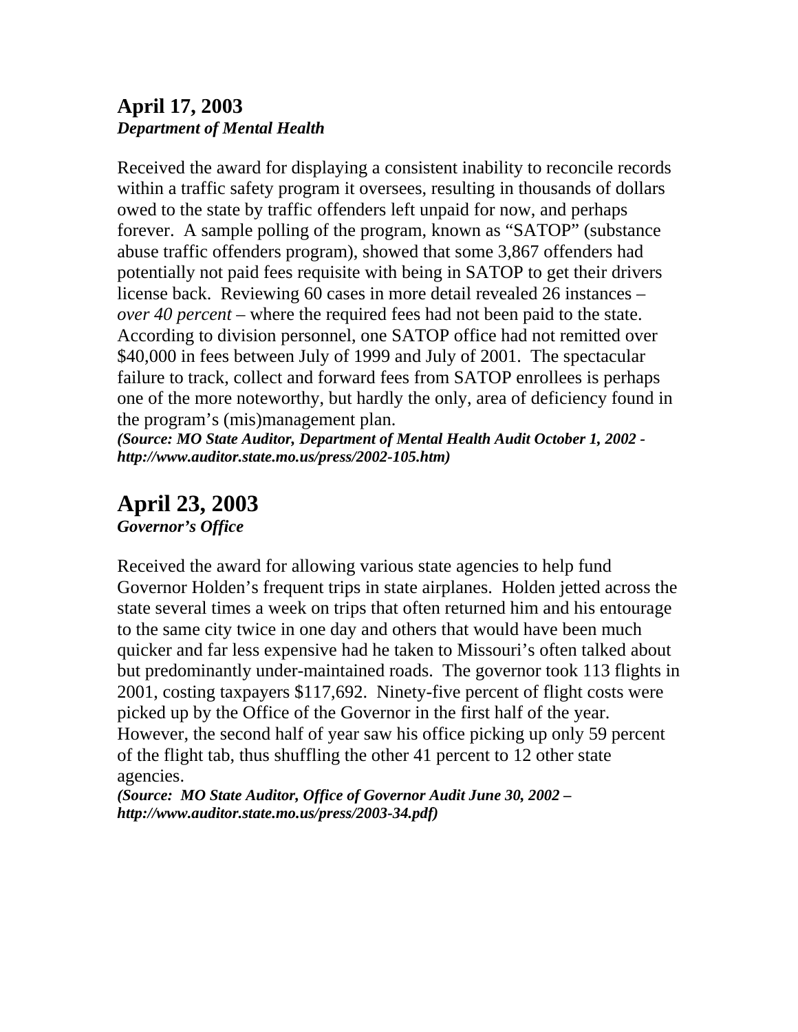## April 17, 2003

***Department of Mental Health***

Received the award for displaying a consistent inability to reconcile records within a traffic safety program it oversees, resulting in thousands of dollars owed to the state by traffic offenders left unpaid for now, and perhaps forever. A sample polling of the program, known as "SATOP" (substance abuse traffic offenders program), showed that some 3,867 offenders had potentially not paid fees requisite with being in SATOP to get their drivers license back. Reviewing 60 cases in more detail revealed 26 instances – *over 40 percent* – where the required fees had not been paid to the state. According to division personnel, one SATOP office had not remitted over $40,000 in fees between July of 1999 and July of 2001. The spectacular failure to track, collect and forward fees from SATOP enrollees is perhaps one of the more noteworthy, but hardly the only, area of deficiency found in the program's (mis)management plan.

***(Source: MO State Auditor, Department of Mental Health Audit October 1, 2002 - http://www.auditor.state.mo.us/press/2002-105.htm)***

## April 23, 2003

***Governor's Office***

Received the award for allowing various state agencies to help fund Governor Holden's frequent trips in state airplanes. Holden jetted across the state several times a week on trips that often returned him and his entourage to the same city twice in one day and others that would have been much quicker and far less expensive had he taken to Missouri's often talked about but predominantly under-maintained roads. The governor took 113 flights in 2001, costing taxpayers $117,692. Ninety-five percent of flight costs were picked up by the Office of the Governor in the first half of the year. However, the second half of year saw his office picking up only 59 percent of the flight tab, thus shuffling the other 41 percent to 12 other state agencies.

***(Source: MO State Auditor, Office of Governor Audit June 30, 2002 – http://www.auditor.state.mo.us/press/2003-34.pdf)***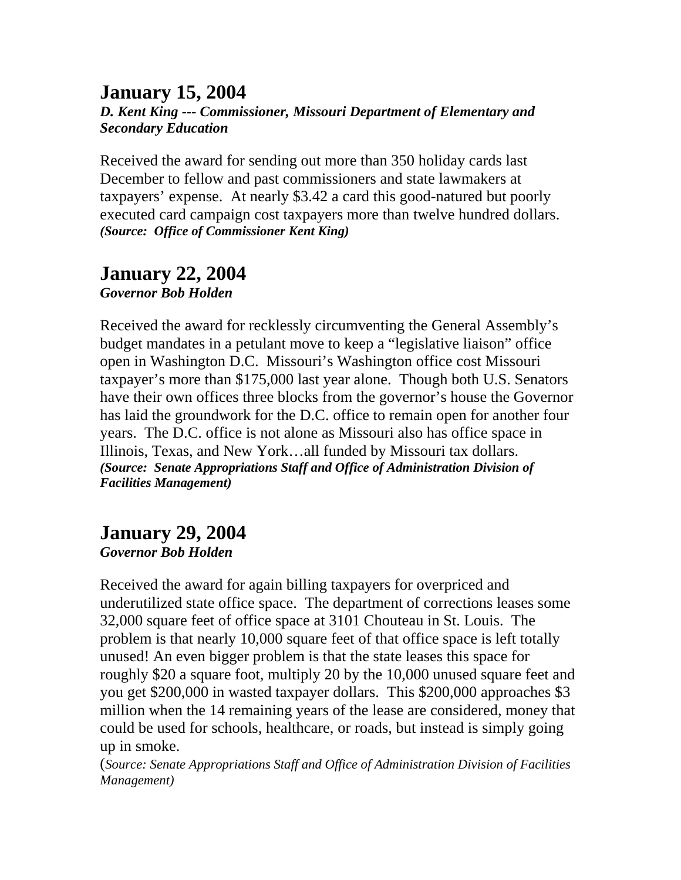## January 15, 2004

***D. Kent King --- Commissioner, Missouri Department of Elementary and Secondary Education***

Received the award for sending out more than 350 holiday cards last December to fellow and past commissioners and state lawmakers at taxpayers' expense. At nearly $3.42 a card this good-natured but poorly executed card campaign cost taxpayers more than twelve hundred dollars.
***(Source: Office of Commissioner Kent King)***

## January 22, 2004

***Governor Bob Holden***

Received the award for recklessly circumventing the General Assembly's budget mandates in a petulant move to keep a "legislative liaison" office open in Washington D.C. Missouri's Washington office cost Missouri taxpayer's more than $175,000 last year alone. Though both U.S. Senators have their own offices three blocks from the governor's house the Governor has laid the groundwork for the D.C. office to remain open for another four years. The D.C. office is not alone as Missouri also has office space in Illinois, Texas, and New York…all funded by Missouri tax dollars.
***(Source: Senate Appropriations Staff and Office of Administration Division of Facilities Management)***

## January 29, 2004

***Governor Bob Holden***

Received the award for again billing taxpayers for overpriced and underutilized state office space. The department of corrections leases some 32,000 square feet of office space at 3101 Chouteau in St. Louis. The problem is that nearly 10,000 square feet of that office space is left totally unused! An even bigger problem is that the state leases this space for roughly $20 a square foot, multiply 20 by the 10,000 unused square feet and you get $200,000 in wasted taxpayer dollars. This $200,000 approaches $3 million when the 14 remaining years of the lease are considered, money that could be used for schools, healthcare, or roads, but instead is simply going up in smoke.
(*Source: Senate Appropriations Staff and Office of Administration Division of Facilities Management)*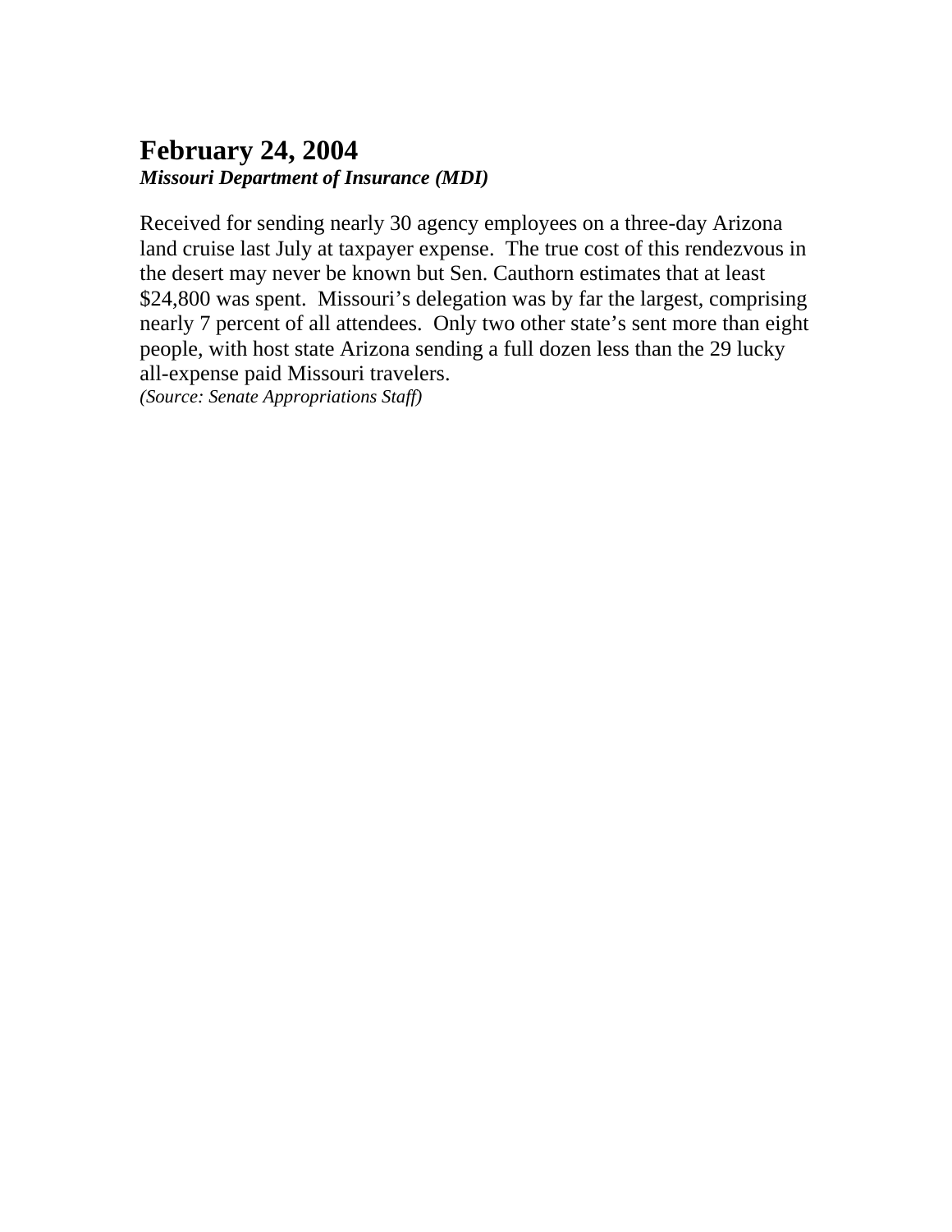## February 24, 2004

***Missouri Department of Insurance (MDI)***

Received for sending nearly 30 agency employees on a three-day Arizona land cruise last July at taxpayer expense. The true cost of this rendezvous in the desert may never be known but Sen. Cauthorn estimates that at least $24,800 was spent. Missouri's delegation was by far the largest, comprising nearly 7 percent of all attendees. Only two other state's sent more than eight people, with host state Arizona sending a full dozen less than the 29 lucky all-expense paid Missouri travelers.

*(Source: Senate Appropriations Staff)*